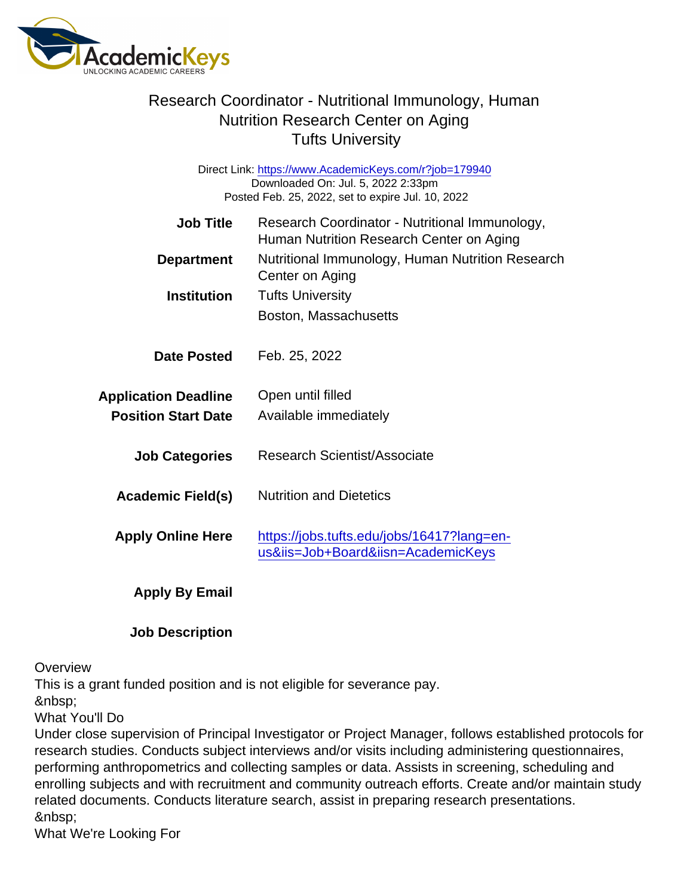# Research Coordinator - Nutritional Immunology, Human Nutrition Research Center on Aging
## Tufts University

Direct Link: https://www.AcademicKeys.com/r?job=179940
Downloaded On: Jul. 5, 2022 2:33pm
Posted Feb. 25, 2022, set to expire Jul. 10, 2022

| | |
|---|---|
| **Job Title** | Research Coordinator - Nutritional Immunology, Human Nutrition Research Center on Aging |
| **Department** | Nutritional Immunology, Human Nutrition Research Center on Aging |
| **Institution** | Tufts University<br>Boston, Massachusetts |
| **Date Posted** | Feb. 25, 2022 |
| **Application Deadline** | Open until filled |
| **Position Start Date** | Available immediately |
| **Job Categories** | Research Scientist/Associate |
| **Academic Field(s)** | Nutrition and Dietetics |
| **Apply Online Here** | https://jobs.tufts.edu/jobs/16417?lang=en-us&iis=Job+Board&iisn=AcademicKeys |
| **Apply By Email** | |

**Job Description**

Overview
This is a grant funded position and is not eligible for severance pay.
&nbsp;
What You'll Do
Under close supervision of Principal Investigator or Project Manager, follows established protocols for research studies. Conducts subject interviews and/or visits including administering questionnaires, performing anthropometrics and collecting samples or data. Assists in screening, scheduling and enrolling subjects and with recruitment and community outreach efforts. Create and/or maintain study related documents. Conducts literature search, assist in preparing research presentations.
&nbsp;
What We're Looking For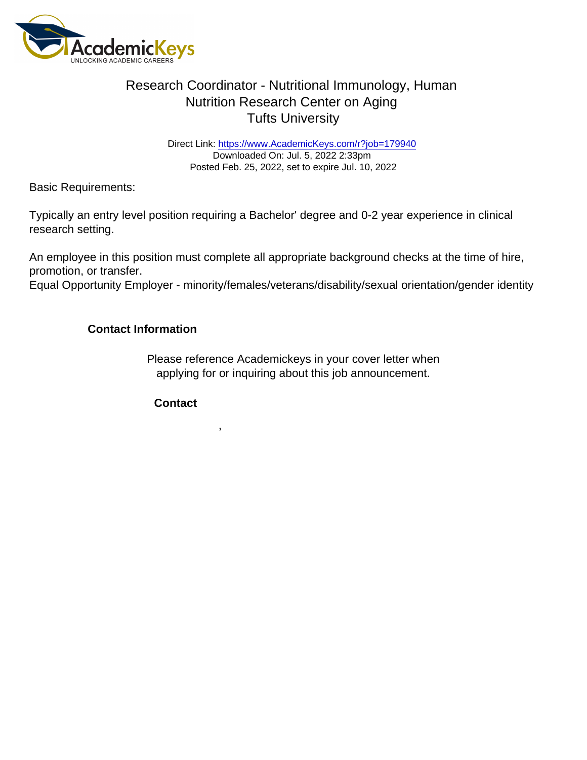# Research Coordinator - Nutritional Immunology, Human Nutrition Research Center on Aging

## Tufts University

Direct Link: https://www.AcademicKeys.com/r?job=179940
Downloaded On: Jul. 5, 2022 2:33pm
Posted Feb. 25, 2022, set to expire Jul. 10, 2022

Basic Requirements:

Typically an entry level position requiring a Bachelor' degree and 0-2 year experience in clinical research setting.

An employee in this position must complete all appropriate background checks at the time of hire, promotion, or transfer.
Equal Opportunity Employer - minority/females/veterans/disability/sexual orientation/gender identity

### Contact Information

Please reference Academickeys in your cover letter when applying for or inquiring about this job announcement.

**Contact**

,